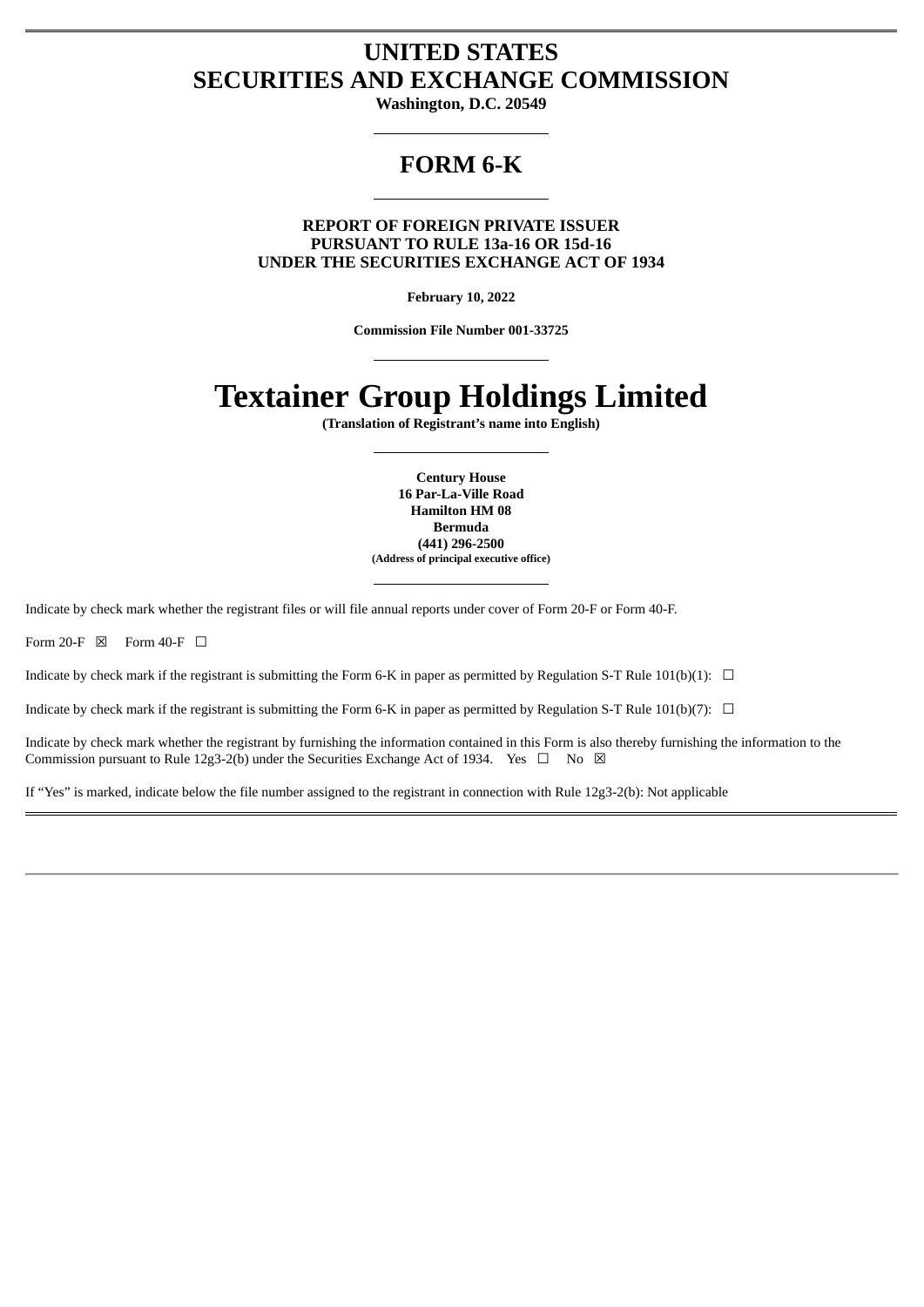# UNITED STATES
# SECURITIES AND EXCHANGE COMMISSION

**Washington, D.C. 20549**

## FORM 6-K

**REPORT OF FOREIGN PRIVATE ISSUER**
**PURSUANT TO RULE 13a-16 OR 15d-16**
**UNDER THE SECURITIES EXCHANGE ACT OF 1934**

**February 10, 2022**

**Commission File Number 001-33725**

# Textainer Group Holdings Limited

**(Translation of Registrant's name into English)**

**Century House**
**16 Par-La-Ville Road**
**Hamilton HM 08**
**Bermuda**
**(441) 296-2500**
**(Address of principal executive office)**

Indicate by check mark whether the registrant files or will file annual reports under cover of Form 20-F or Form 40-F.

Form 20-F ☒ Form 40-F ☐

Indicate by check mark if the registrant is submitting the Form 6-K in paper as permitted by Regulation S-T Rule 101(b)(1): ☐

Indicate by check mark if the registrant is submitting the Form 6-K in paper as permitted by Regulation S-T Rule 101(b)(7): ☐

Indicate by check mark whether the registrant by furnishing the information contained in this Form is also thereby furnishing the information to the Commission pursuant to Rule 12g3-2(b) under the Securities Exchange Act of 1934. Yes ☐ No ☒

If "Yes" is marked, indicate below the file number assigned to the registrant in connection with Rule 12g3-2(b): Not applicable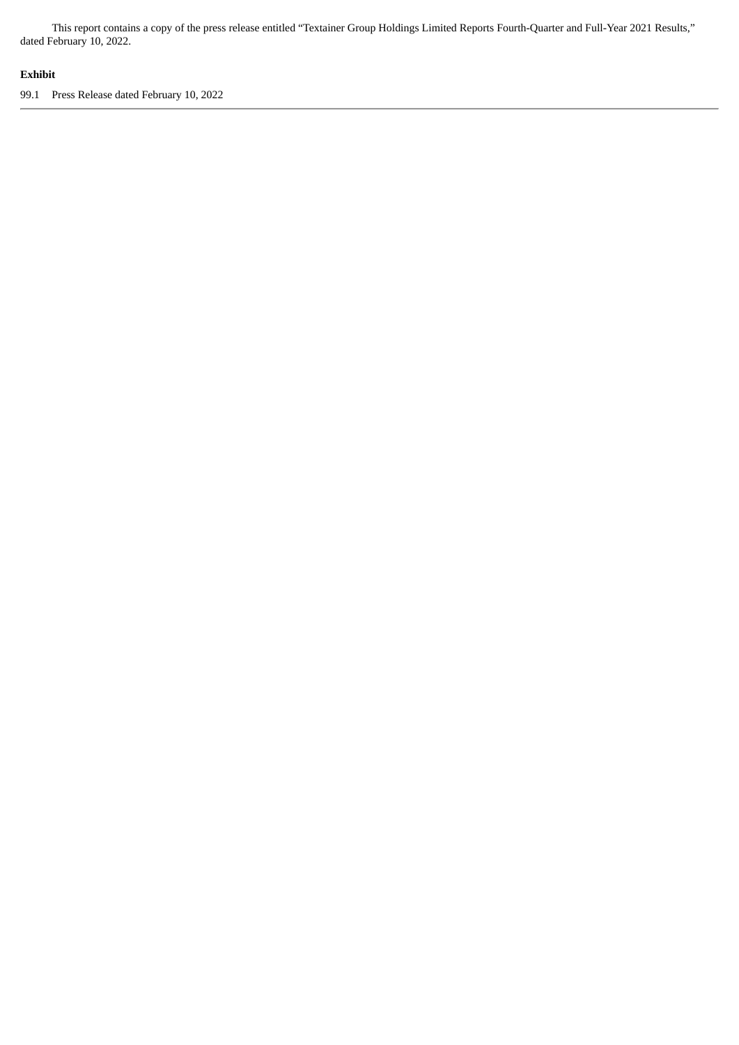This report contains a copy of the press release entitled "Textainer Group Holdings Limited Reports Fourth-Quarter and Full-Year 2021 Results," dated February 10, 2022.

**Exhibit**

99.1 Press Release dated February 10, 2022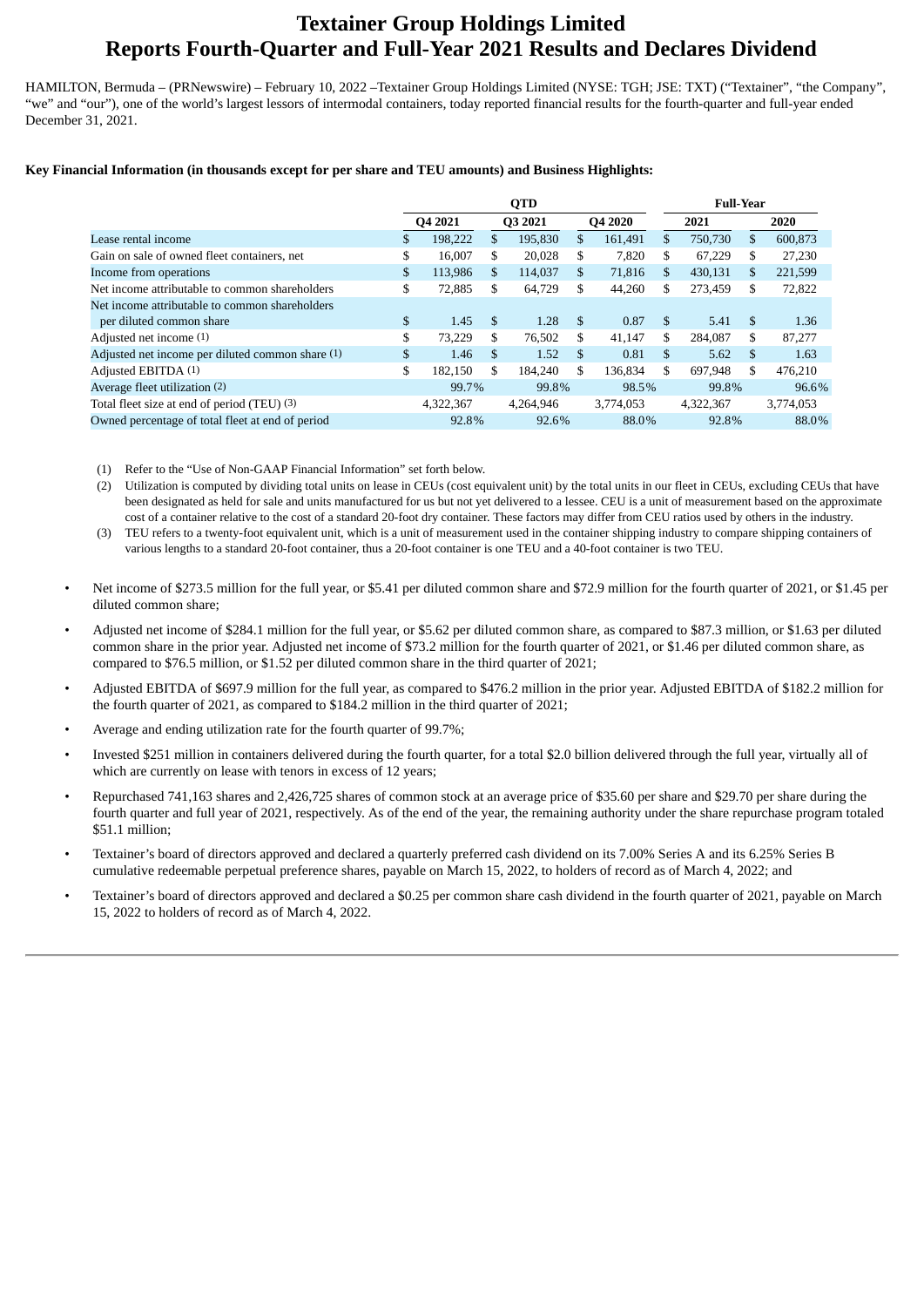# Textainer Group Holdings Limited Reports Fourth-Quarter and Full-Year 2021 Results and Declares Dividend

HAMILTON, Bermuda – (PRNewswire) – February 10, 2022 –Textainer Group Holdings Limited (NYSE: TGH; JSE: TXT) ("Textainer", "the Company", "we" and "our"), one of the world's largest lessors of intermodal containers, today reported financial results for the fourth-quarter and full-year ended December 31, 2021.

**Key Financial Information (in thousands except for per share and TEU amounts) and Business Highlights:**

| | QTD | | | Full-Year | |
|---|---|---|---|---|---|
| | Q4 2021 | Q3 2021 | Q4 2020 | 2021 | 2020 |
| Lease rental income | $ 198,222 | $ 195,830 | $ 161,491 | $ 750,730 | $ 600,873 |
| Gain on sale of owned fleet containers, net | $ 16,007 | $ 20,028 | $ 7,820 | $ 67,229 | $ 27,230 |
| Income from operations | $ 113,986 | $ 114,037 | $ 71,816 | $ 430,131 | $ 221,599 |
| Net income attributable to common shareholders | $ 72,885 | $ 64,729 | $ 44,260 | $ 273,459 | $ 72,822 |
| Net income attributable to common shareholders per diluted common share | $ 1.45 | $ 1.28 | $ 0.87 | $ 5.41 | $ 1.36 |
| Adjusted net income (1) | $ 73,229 | $ 76,502 | $ 41,147 | $ 284,087 | $ 87,277 |
| Adjusted net income per diluted common share (1) | $ 1.46 | $ 1.52 | $ 0.81 | $ 5.62 | $ 1.63 |
| Adjusted EBITDA (1) | $ 182,150 | $ 184,240 | $ 136,834 | $ 697,948 | $ 476,210 |
| Average fleet utilization (2) | 99.7% | 99.8% | 98.5% | 99.8% | 96.6% |
| Total fleet size at end of period (TEU) (3) | 4,322,367 | 4,264,946 | 3,774,053 | 4,322,367 | 3,774,053 |
| Owned percentage of total fleet at end of period | 92.8% | 92.6% | 88.0% | 92.8% | 88.0% |

(1) Refer to the "Use of Non-GAAP Financial Information" set forth below.

(2) Utilization is computed by dividing total units on lease in CEUs (cost equivalent unit) by the total units in our fleet in CEUs, excluding CEUs that have been designated as held for sale and units manufactured for us but not yet delivered to a lessee. CEU is a unit of measurement based on the approximate cost of a container relative to the cost of a standard 20-foot dry container. These factors may differ from CEU ratios used by others in the industry.

(3) TEU refers to a twenty-foot equivalent unit, which is a unit of measurement used in the container shipping industry to compare shipping containers of various lengths to a standard 20-foot container, thus a 20-foot container is one TEU and a 40-foot container is two TEU.

- Net income of $273.5 million for the full year, or $5.41 per diluted common share and $72.9 million for the fourth quarter of 2021, or $1.45 per diluted common share;
- Adjusted net income of $284.1 million for the full year, or $5.62 per diluted common share, as compared to $87.3 million, or $1.63 per diluted common share in the prior year. Adjusted net income of $73.2 million for the fourth quarter of 2021, or $1.46 per diluted common share, as compared to $76.5 million, or $1.52 per diluted common share in the third quarter of 2021;
- Adjusted EBITDA of $697.9 million for the full year, as compared to $476.2 million in the prior year. Adjusted EBITDA of $182.2 million for the fourth quarter of 2021, as compared to $184.2 million in the third quarter of 2021;
- Average and ending utilization rate for the fourth quarter of 99.7%;
- Invested $251 million in containers delivered during the fourth quarter, for a total $2.0 billion delivered through the full year, virtually all of which are currently on lease with tenors in excess of 12 years;
- Repurchased 741,163 shares and 2,426,725 shares of common stock at an average price of $35.60 per share and $29.70 per share during the fourth quarter and full year of 2021, respectively. As of the end of the year, the remaining authority under the share repurchase program totaled $51.1 million;
- Textainer's board of directors approved and declared a quarterly preferred cash dividend on its 7.00% Series A and its 6.25% Series B cumulative redeemable perpetual preference shares, payable on March 15, 2022, to holders of record as of March 4, 2022; and
- Textainer's board of directors approved and declared a $0.25 per common share cash dividend in the fourth quarter of 2021, payable on March 15, 2022 to holders of record as of March 4, 2022.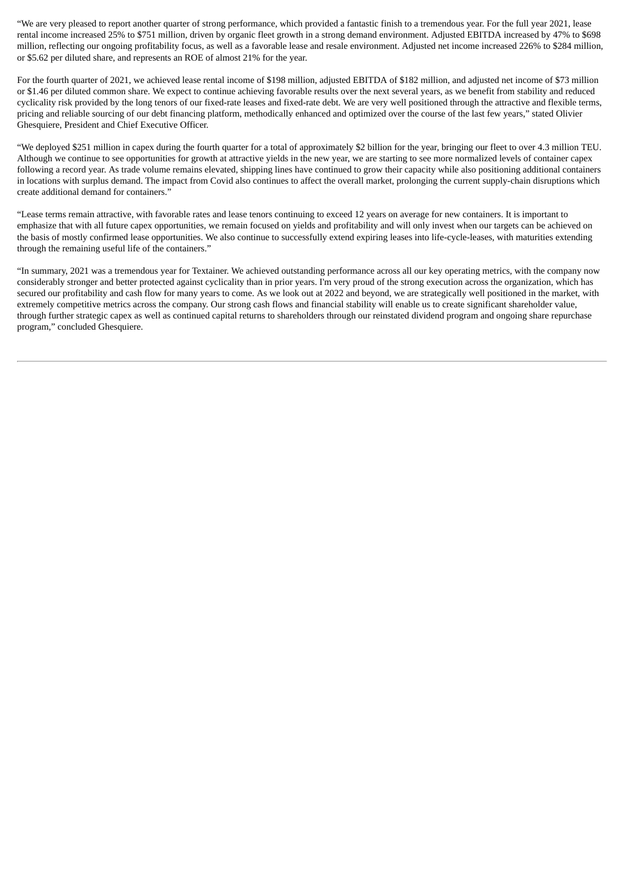“We are very pleased to report another quarter of strong performance, which provided a fantastic finish to a tremendous year. For the full year 2021, lease rental income increased 25% to $751 million, driven by organic fleet growth in a strong demand environment. Adjusted EBITDA increased by 47% to $698 million, reflecting our ongoing profitability focus, as well as a favorable lease and resale environment. Adjusted net income increased 226% to $284 million, or $5.62 per diluted share, and represents an ROE of almost 21% for the year.

For the fourth quarter of 2021, we achieved lease rental income of $198 million, adjusted EBITDA of $182 million, and adjusted net income of $73 million or $1.46 per diluted common share. We expect to continue achieving favorable results over the next several years, as we benefit from stability and reduced cyclicality risk provided by the long tenors of our fixed-rate leases and fixed-rate debt. We are very well positioned through the attractive and flexible terms, pricing and reliable sourcing of our debt financing platform, methodically enhanced and optimized over the course of the last few years,” stated Olivier Ghesquiere, President and Chief Executive Officer.

“We deployed $251 million in capex during the fourth quarter for a total of approximately $2 billion for the year, bringing our fleet to over 4.3 million TEU. Although we continue to see opportunities for growth at attractive yields in the new year, we are starting to see more normalized levels of container capex following a record year. As trade volume remains elevated, shipping lines have continued to grow their capacity while also positioning additional containers in locations with surplus demand. The impact from Covid also continues to affect the overall market, prolonging the current supply-chain disruptions which create additional demand for containers.”

“Lease terms remain attractive, with favorable rates and lease tenors continuing to exceed 12 years on average for new containers. It is important to emphasize that with all future capex opportunities, we remain focused on yields and profitability and will only invest when our targets can be achieved on the basis of mostly confirmed lease opportunities. We also continue to successfully extend expiring leases into life-cycle-leases, with maturities extending through the remaining useful life of the containers.”

“In summary, 2021 was a tremendous year for Textainer. We achieved outstanding performance across all our key operating metrics, with the company now considerably stronger and better protected against cyclicality than in prior years. I'm very proud of the strong execution across the organization, which has secured our profitability and cash flow for many years to come. As we look out at 2022 and beyond, we are strategically well positioned in the market, with extremely competitive metrics across the company. Our strong cash flows and financial stability will enable us to create significant shareholder value, through further strategic capex as well as continued capital returns to shareholders through our reinstated dividend program and ongoing share repurchase program,” concluded Ghesquiere.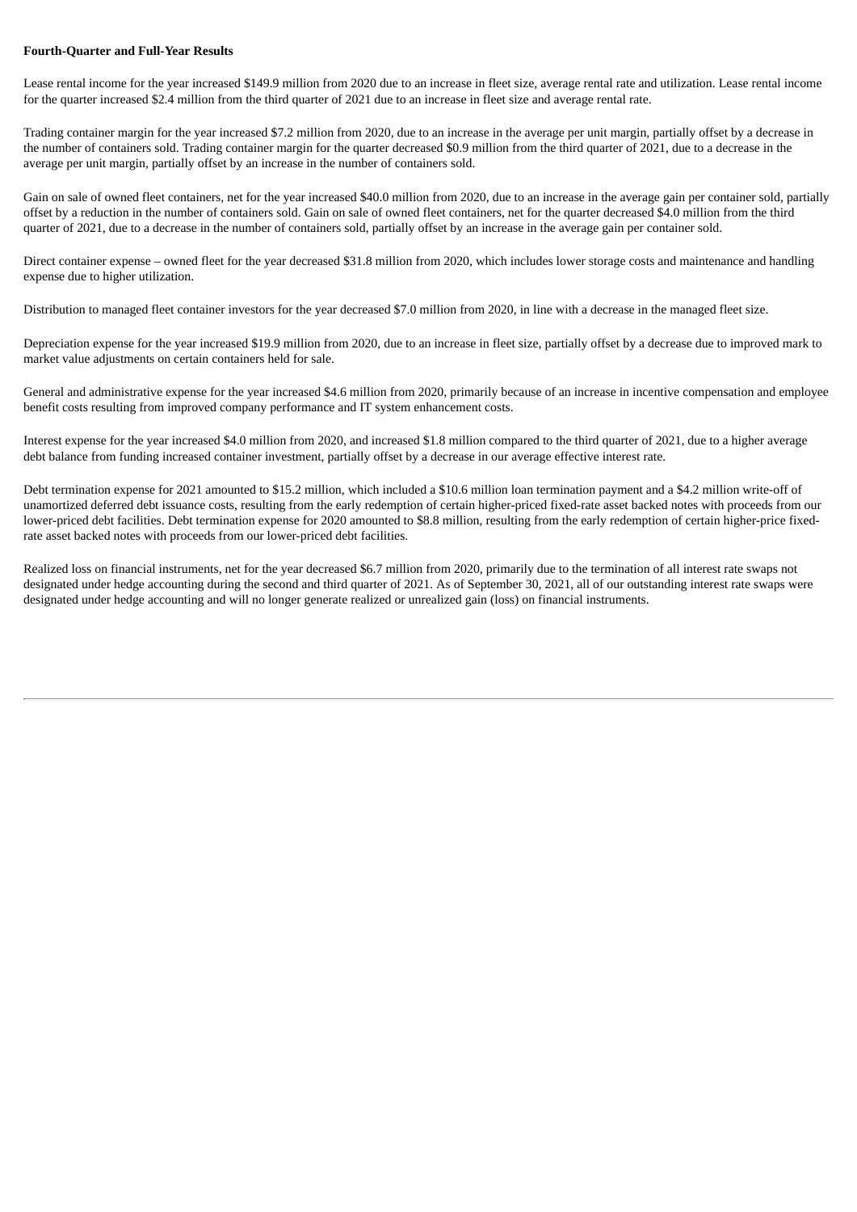**Fourth-Quarter and Full-Year Results**

Lease rental income for the year increased $149.9 million from 2020 due to an increase in fleet size, average rental rate and utilization. Lease rental income for the quarter increased $2.4 million from the third quarter of 2021 due to an increase in fleet size and average rental rate.

Trading container margin for the year increased $7.2 million from 2020, due to an increase in the average per unit margin, partially offset by a decrease in the number of containers sold. Trading container margin for the quarter decreased $0.9 million from the third quarter of 2021, due to a decrease in the average per unit margin, partially offset by an increase in the number of containers sold.

Gain on sale of owned fleet containers, net for the year increased $40.0 million from 2020, due to an increase in the average gain per container sold, partially offset by a reduction in the number of containers sold. Gain on sale of owned fleet containers, net for the quarter decreased $4.0 million from the third quarter of 2021, due to a decrease in the number of containers sold, partially offset by an increase in the average gain per container sold.

Direct container expense – owned fleet for the year decreased $31.8 million from 2020, which includes lower storage costs and maintenance and handling expense due to higher utilization.

Distribution to managed fleet container investors for the year decreased $7.0 million from 2020, in line with a decrease in the managed fleet size.

Depreciation expense for the year increased $19.9 million from 2020, due to an increase in fleet size, partially offset by a decrease due to improved mark to market value adjustments on certain containers held for sale.

General and administrative expense for the year increased $4.6 million from 2020, primarily because of an increase in incentive compensation and employee benefit costs resulting from improved company performance and IT system enhancement costs.

Interest expense for the year increased $4.0 million from 2020, and increased $1.8 million compared to the third quarter of 2021, due to a higher average debt balance from funding increased container investment, partially offset by a decrease in our average effective interest rate.

Debt termination expense for 2021 amounted to $15.2 million, which included a $10.6 million loan termination payment and a $4.2 million write-off of unamortized deferred debt issuance costs, resulting from the early redemption of certain higher-priced fixed-rate asset backed notes with proceeds from our lower-priced debt facilities. Debt termination expense for 2020 amounted to $8.8 million, resulting from the early redemption of certain higher-price fixed-rate asset backed notes with proceeds from our lower-priced debt facilities.

Realized loss on financial instruments, net for the year decreased $6.7 million from 2020, primarily due to the termination of all interest rate swaps not designated under hedge accounting during the second and third quarter of 2021. As of September 30, 2021, all of our outstanding interest rate swaps were designated under hedge accounting and will no longer generate realized or unrealized gain (loss) on financial instruments.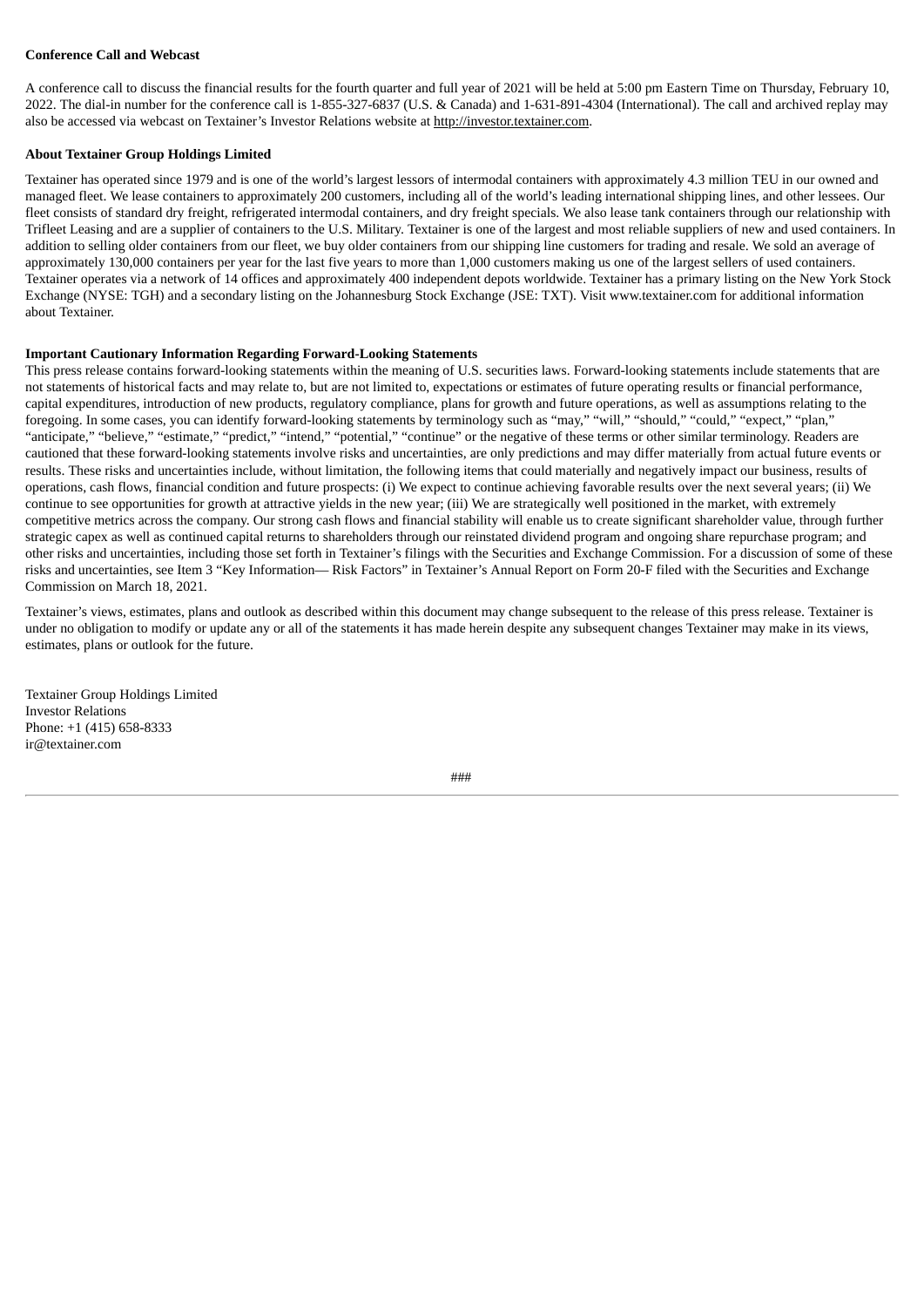**Conference Call and Webcast**

A conference call to discuss the financial results for the fourth quarter and full year of 2021 will be held at 5:00 pm Eastern Time on Thursday, February 10, 2022. The dial-in number for the conference call is 1-855-327-6837 (U.S. & Canada) and 1-631-891-4304 (International). The call and archived replay may also be accessed via webcast on Textainer's Investor Relations website at http://investor.textainer.com.

**About Textainer Group Holdings Limited**

Textainer has operated since 1979 and is one of the world's largest lessors of intermodal containers with approximately 4.3 million TEU in our owned and managed fleet. We lease containers to approximately 200 customers, including all of the world's leading international shipping lines, and other lessees. Our fleet consists of standard dry freight, refrigerated intermodal containers, and dry freight specials. We also lease tank containers through our relationship with Trifleet Leasing and are a supplier of containers to the U.S. Military. Textainer is one of the largest and most reliable suppliers of new and used containers. In addition to selling older containers from our fleet, we buy older containers from our shipping line customers for trading and resale. We sold an average of approximately 130,000 containers per year for the last five years to more than 1,000 customers making us one of the largest sellers of used containers. Textainer operates via a network of 14 offices and approximately 400 independent depots worldwide. Textainer has a primary listing on the New York Stock Exchange (NYSE: TGH) and a secondary listing on the Johannesburg Stock Exchange (JSE: TXT). Visit www.textainer.com for additional information about Textainer.

**Important Cautionary Information Regarding Forward-Looking Statements**

This press release contains forward-looking statements within the meaning of U.S. securities laws. Forward-looking statements include statements that are not statements of historical facts and may relate to, but are not limited to, expectations or estimates of future operating results or financial performance, capital expenditures, introduction of new products, regulatory compliance, plans for growth and future operations, as well as assumptions relating to the foregoing. In some cases, you can identify forward-looking statements by terminology such as "may," "will," "should," "could," "expect," "plan," "anticipate," "believe," "estimate," "predict," "intend," "potential," "continue" or the negative of these terms or other similar terminology. Readers are cautioned that these forward-looking statements involve risks and uncertainties, are only predictions and may differ materially from actual future events or results. These risks and uncertainties include, without limitation, the following items that could materially and negatively impact our business, results of operations, cash flows, financial condition and future prospects: (i) We expect to continue achieving favorable results over the next several years; (ii) We continue to see opportunities for growth at attractive yields in the new year; (iii) We are strategically well positioned in the market, with extremely competitive metrics across the company. Our strong cash flows and financial stability will enable us to create significant shareholder value, through further strategic capex as well as continued capital returns to shareholders through our reinstated dividend program and ongoing share repurchase program; and other risks and uncertainties, including those set forth in Textainer's filings with the Securities and Exchange Commission. For a discussion of some of these risks and uncertainties, see Item 3 "Key Information— Risk Factors" in Textainer's Annual Report on Form 20-F filed with the Securities and Exchange Commission on March 18, 2021.

Textainer's views, estimates, plans and outlook as described within this document may change subsequent to the release of this press release. Textainer is under no obligation to modify or update any or all of the statements it has made herein despite any subsequent changes Textainer may make in its views, estimates, plans or outlook for the future.

Textainer Group Holdings Limited
Investor Relations
Phone: +1 (415) 658-8333
ir@textainer.com

###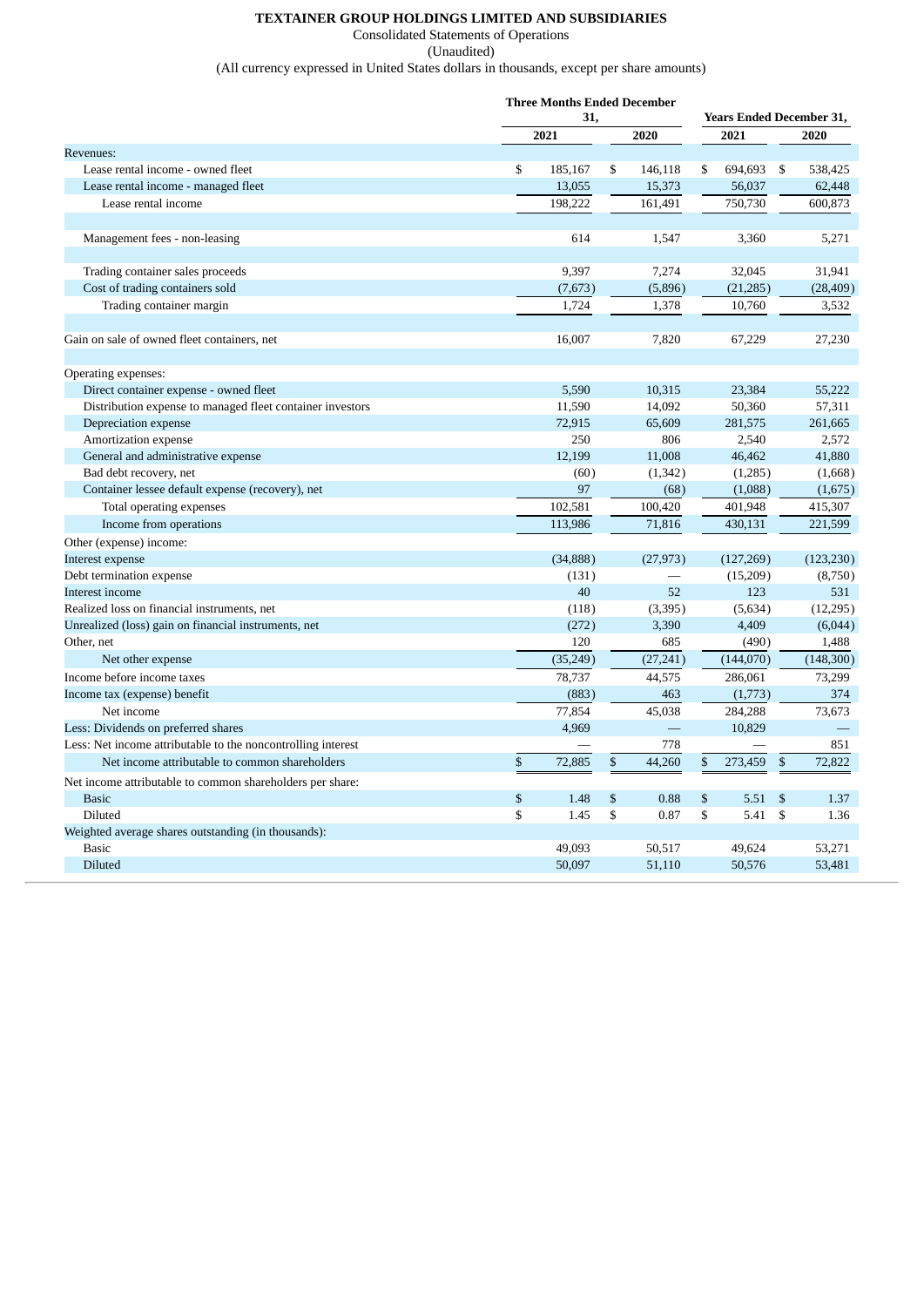**TEXTAINER GROUP HOLDINGS LIMITED AND SUBSIDIARIES**

Consolidated Statements of Operations

(Unaudited)

(All currency expressed in United States dollars in thousands, except per share amounts)

| | Three Months Ended December 31, | | Years Ended December 31, | |
|---|---|---|---|---|
| | 2021 | 2020 | 2021 | 2020 |
| Revenues: | | | | |
| Lease rental income - owned fleet | $ 185,167 | $ 146,118 | $ 694,693 | $ 538,425 |
| Lease rental income - managed fleet | 13,055 | 15,373 | 56,037 | 62,448 |
| Lease rental income | 198,222 | 161,491 | 750,730 | 600,873 |
| | | | | |
| Management fees - non-leasing | 614 | 1,547 | 3,360 | 5,271 |
| | | | | |
| Trading container sales proceeds | 9,397 | 7,274 | 32,045 | 31,941 |
| Cost of trading containers sold | (7,673) | (5,896) | (21,285) | (28,409) |
| Trading container margin | 1,724 | 1,378 | 10,760 | 3,532 |
| | | | | |
| Gain on sale of owned fleet containers, net | 16,007 | 7,820 | 67,229 | 27,230 |
| | | | | |
| Operating expenses: | | | | |
| Direct container expense - owned fleet | 5,590 | 10,315 | 23,384 | 55,222 |
| Distribution expense to managed fleet container investors | 11,590 | 14,092 | 50,360 | 57,311 |
| Depreciation expense | 72,915 | 65,609 | 281,575 | 261,665 |
| Amortization expense | 250 | 806 | 2,540 | 2,572 |
| General and administrative expense | 12,199 | 11,008 | 46,462 | 41,880 |
| Bad debt recovery, net | (60) | (1,342) | (1,285) | (1,668) |
| Container lessee default expense (recovery), net | 97 | (68) | (1,088) | (1,675) |
| Total operating expenses | 102,581 | 100,420 | 401,948 | 415,307 |
| Income from operations | 113,986 | 71,816 | 430,131 | 221,599 |
| Other (expense) income: | | | | |
| Interest expense | (34,888) | (27,973) | (127,269) | (123,230) |
| Debt termination expense | (131) | — | (15,209) | (8,750) |
| Interest income | 40 | 52 | 123 | 531 |
| Realized loss on financial instruments, net | (118) | (3,395) | (5,634) | (12,295) |
| Unrealized (loss) gain on financial instruments, net | (272) | 3,390 | 4,409 | (6,044) |
| Other, net | 120 | 685 | (490) | 1,488 |
| Net other expense | (35,249) | (27,241) | (144,070) | (148,300) |
| Income before income taxes | 78,737 | 44,575 | 286,061 | 73,299 |
| Income tax (expense) benefit | (883) | 463 | (1,773) | 374 |
| Net income | 77,854 | 45,038 | 284,288 | 73,673 |
| Less: Dividends on preferred shares | 4,969 | — | 10,829 | — |
| Less: Net income attributable to the noncontrolling interest | — | 778 | — | 851 |
| Net income attributable to common shareholders | $ 72,885 | $ 44,260 | $ 273,459 | $ 72,822 |
| Net income attributable to common shareholders per share: | | | | |
| Basic | $ 1.48 | $ 0.88 | $ 5.51 | $ 1.37 |
| Diluted | $ 1.45 | $ 0.87 | $ 5.41 | $ 1.36 |
| Weighted average shares outstanding (in thousands): | | | | |
| Basic | 49,093 | 50,517 | 49,624 | 53,271 |
| Diluted | 50,097 | 51,110 | 50,576 | 53,481 |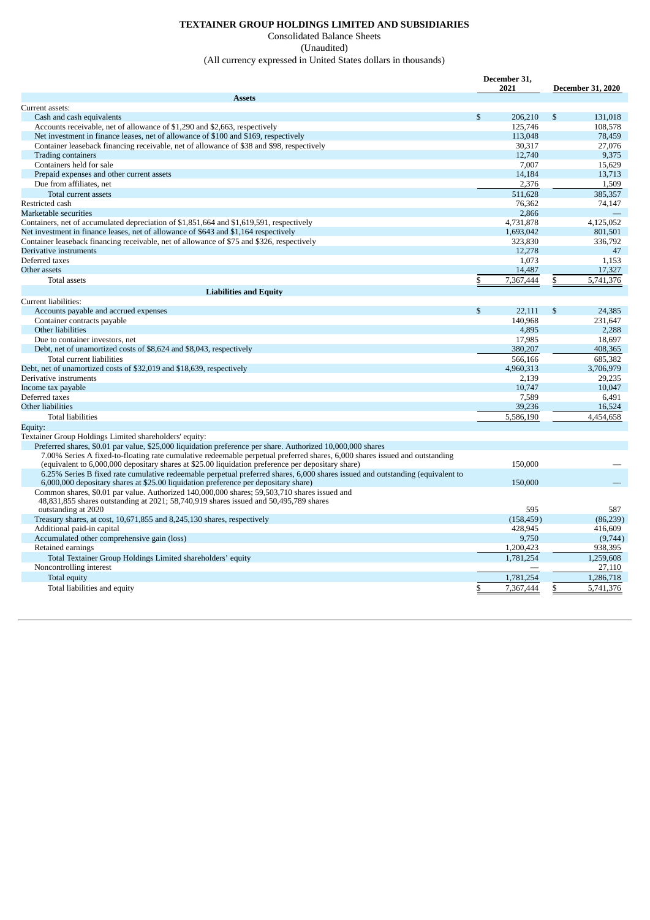# TEXTAINER GROUP HOLDINGS LIMITED AND SUBSIDIARIES

Consolidated Balance Sheets

(Unaudited)

(All currency expressed in United States dollars in thousands)

| | December 31, 2021 | December 31, 2020 |
|---|---|---|
| **Assets** | | |
| Current assets: | | |
| Cash and cash equivalents | $ 206,210 | $ 131,018 |
| Accounts receivable, net of allowance of $1,290 and $2,663, respectively | 125,746 | 108,578 |
| Net investment in finance leases, net of allowance of $100 and $169, respectively | 113,048 | 78,459 |
| Container leaseback financing receivable, net of allowance of $38 and $98, respectively | 30,317 | 27,076 |
| Trading containers | 12,740 | 9,375 |
| Containers held for sale | 7,007 | 15,629 |
| Prepaid expenses and other current assets | 14,184 | 13,713 |
| Due from affiliates, net | 2,376 | 1,509 |
| Total current assets | 511,628 | 385,357 |
| Restricted cash | 76,362 | 74,147 |
| Marketable securities | 2,866 | — |
| Containers, net of accumulated depreciation of $1,851,664 and $1,619,591, respectively | 4,731,878 | 4,125,052 |
| Net investment in finance leases, net of allowance of $643 and $1,164 respectively | 1,693,042 | 801,501 |
| Container leaseback financing receivable, net of allowance of $75 and $326, respectively | 323,830 | 336,792 |
| Derivative instruments | 12,278 | 47 |
| Deferred taxes | 1,073 | 1,153 |
| Other assets | 14,487 | 17,327 |
| Total assets | $ 7,367,444 | $ 5,741,376 |
| **Liabilities and Equity** | | |
| Current liabilities: | | |
| Accounts payable and accrued expenses | $ 22,111 | $ 24,385 |
| Container contracts payable | 140,968 | 231,647 |
| Other liabilities | 4,895 | 2,288 |
| Due to container investors, net | 17,985 | 18,697 |
| Debt, net of unamortized costs of $8,624 and $8,043, respectively | 380,207 | 408,365 |
| Total current liabilities | 566,166 | 685,382 |
| Debt, net of unamortized costs of $32,019 and $18,639, respectively | 4,960,313 | 3,706,979 |
| Derivative instruments | 2,139 | 29,235 |
| Income tax payable | 10,747 | 10,047 |
| Deferred taxes | 7,589 | 6,491 |
| Other liabilities | 39,236 | 16,524 |
| Total liabilities | 5,586,190 | 4,454,658 |
| Equity: | | |
| Textainer Group Holdings Limited shareholders' equity: | | |
| Preferred shares, $0.01 par value, $25,000 liquidation preference per share. Authorized 10,000,000 shares | | |
| 7.00% Series A fixed-to-floating rate cumulative redeemable perpetual preferred shares, 6,000 shares issued and outstanding (equivalent to 6,000,000 depositary shares at $25.00 liquidation preference per depositary share) | 150,000 | — |
| 6.25% Series B fixed rate cumulative redeemable perpetual preferred shares, 6,000 shares issued and outstanding (equivalent to 6,000,000 depositary shares at $25.00 liquidation preference per depositary share) | 150,000 | — |
| Common shares, $0.01 par value. Authorized 140,000,000 shares; 59,503,710 shares issued and 48,831,855 shares outstanding at 2021; 58,740,919 shares issued and 50,495,789 shares outstanding at 2020 | 595 | 587 |
| Treasury shares, at cost, 10,671,855 and 8,245,130 shares, respectively | (158,459) | (86,239) |
| Additional paid-in capital | 428,945 | 416,609 |
| Accumulated other comprehensive gain (loss) | 9,750 | (9,744) |
| Retained earnings | 1,200,423 | 938,395 |
| Total Textainer Group Holdings Limited shareholders' equity | 1,781,254 | 1,259,608 |
| Noncontrolling interest | — | 27,110 |
| Total equity | 1,781,254 | 1,286,718 |
| Total liabilities and equity | $ 7,367,444 | $ 5,741,376 |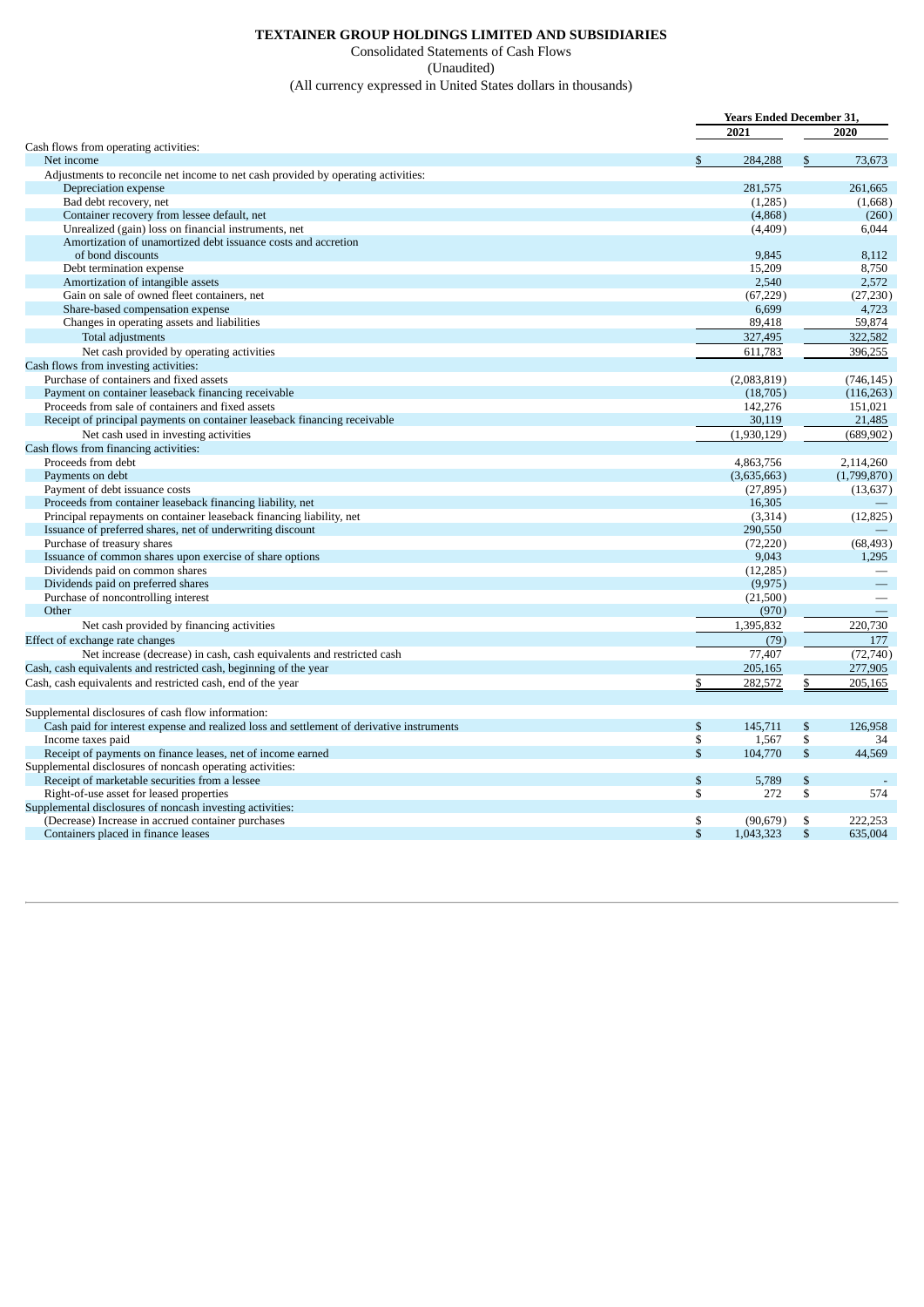# TEXTAINER GROUP HOLDINGS LIMITED AND SUBSIDIARIES

Consolidated Statements of Cash Flows

(Unaudited)

(All currency expressed in United States dollars in thousands)

| | Years Ended December 31, | |
|---|---|---|
| | 2021 | 2020 |
| Cash flows from operating activities: | | |
| Net income | $ 284,288 | $ 73,673 |
| Adjustments to reconcile net income to net cash provided by operating activities: | | |
| Depreciation expense | 281,575 | 261,665 |
| Bad debt recovery, net | (1,285) | (1,668) |
| Container recovery from lessee default, net | (4,868) | (260) |
| Unrealized (gain) loss on financial instruments, net | (4,409) | 6,044 |
| Amortization of unamortized debt issuance costs and accretion of bond discounts | 9,845 | 8,112 |
| Debt termination expense | 15,209 | 8,750 |
| Amortization of intangible assets | 2,540 | 2,572 |
| Gain on sale of owned fleet containers, net | (67,229) | (27,230) |
| Share-based compensation expense | 6,699 | 4,723 |
| Changes in operating assets and liabilities | 89,418 | 59,874 |
| Total adjustments | 327,495 | 322,582 |
| Net cash provided by operating activities | 611,783 | 396,255 |
| Cash flows from investing activities: | | |
| Purchase of containers and fixed assets | (2,083,819) | (746,145) |
| Payment on container leaseback financing receivable | (18,705) | (116,263) |
| Proceeds from sale of containers and fixed assets | 142,276 | 151,021 |
| Receipt of principal payments on container leaseback financing receivable | 30,119 | 21,485 |
| Net cash used in investing activities | (1,930,129) | (689,902) |
| Cash flows from financing activities: | | |
| Proceeds from debt | 4,863,756 | 2,114,260 |
| Payments on debt | (3,635,663) | (1,799,870) |
| Payment of debt issuance costs | (27,895) | (13,637) |
| Proceeds from container leaseback financing liability, net | 16,305 | — |
| Principal repayments on container leaseback financing liability, net | (3,314) | (12,825) |
| Issuance of preferred shares, net of underwriting discount | 290,550 | — |
| Purchase of treasury shares | (72,220) | (68,493) |
| Issuance of common shares upon exercise of share options | 9,043 | 1,295 |
| Dividends paid on common shares | (12,285) | — |
| Dividends paid on preferred shares | (9,975) | — |
| Purchase of noncontrolling interest | (21,500) | — |
| Other | (970) | — |
| Net cash provided by financing activities | 1,395,832 | 220,730 |
| Effect of exchange rate changes | (79) | 177 |
| Net increase (decrease) in cash, cash equivalents and restricted cash | 77,407 | (72,740) |
| Cash, cash equivalents and restricted cash, beginning of the year | 205,165 | 277,905 |
| Cash, cash equivalents and restricted cash, end of the year | $ 282,572 | $ 205,165 |
| | | |
| Supplemental disclosures of cash flow information: | | |
| Cash paid for interest expense and realized loss and settlement of derivative instruments | $ 145,711 | $ 126,958 |
| Income taxes paid | $ 1,567 | $ 34 |
| Receipt of payments on finance leases, net of income earned | $ 104,770 | $ 44,569 |
| Supplemental disclosures of noncash operating activities: | | |
| Receipt of marketable securities from a lessee | $ 5,789 | $ - |
| Right-of-use asset for leased properties | $ 272 | $ 574 |
| Supplemental disclosures of noncash investing activities: | | |
| (Decrease) Increase in accrued container purchases | $ (90,679) | $ 222,253 |
| Containers placed in finance leases | $ 1,043,323 | $ 635,004 |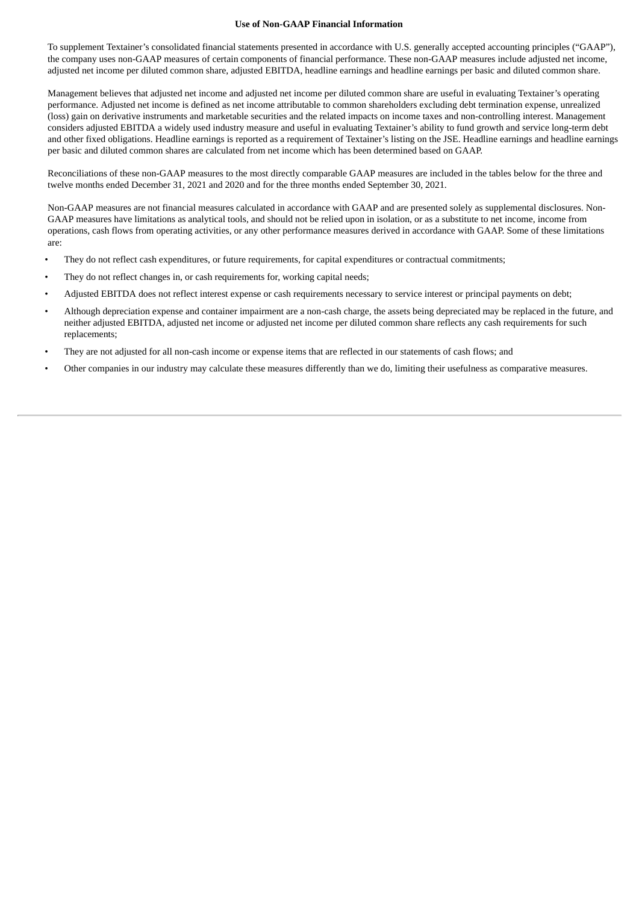## Use of Non-GAAP Financial Information

To supplement Textainer's consolidated financial statements presented in accordance with U.S. generally accepted accounting principles ("GAAP"), the company uses non-GAAP measures of certain components of financial performance. These non-GAAP measures include adjusted net income, adjusted net income per diluted common share, adjusted EBITDA, headline earnings and headline earnings per basic and diluted common share.

Management believes that adjusted net income and adjusted net income per diluted common share are useful in evaluating Textainer's operating performance. Adjusted net income is defined as net income attributable to common shareholders excluding debt termination expense, unrealized (loss) gain on derivative instruments and marketable securities and the related impacts on income taxes and non-controlling interest. Management considers adjusted EBITDA a widely used industry measure and useful in evaluating Textainer's ability to fund growth and service long-term debt and other fixed obligations. Headline earnings is reported as a requirement of Textainer's listing on the JSE. Headline earnings and headline earnings per basic and diluted common shares are calculated from net income which has been determined based on GAAP.

Reconciliations of these non-GAAP measures to the most directly comparable GAAP measures are included in the tables below for the three and twelve months ended December 31, 2021 and 2020 and for the three months ended September 30, 2021.

Non-GAAP measures are not financial measures calculated in accordance with GAAP and are presented solely as supplemental disclosures. Non-GAAP measures have limitations as analytical tools, and should not be relied upon in isolation, or as a substitute to net income, income from operations, cash flows from operating activities, or any other performance measures derived in accordance with GAAP. Some of these limitations are:

- They do not reflect cash expenditures, or future requirements, for capital expenditures or contractual commitments;
- They do not reflect changes in, or cash requirements for, working capital needs;
- Adjusted EBITDA does not reflect interest expense or cash requirements necessary to service interest or principal payments on debt;
- Although depreciation expense and container impairment are a non-cash charge, the assets being depreciated may be replaced in the future, and neither adjusted EBITDA, adjusted net income or adjusted net income per diluted common share reflects any cash requirements for such replacements;
- They are not adjusted for all non-cash income or expense items that are reflected in our statements of cash flows; and
- Other companies in our industry may calculate these measures differently than we do, limiting their usefulness as comparative measures.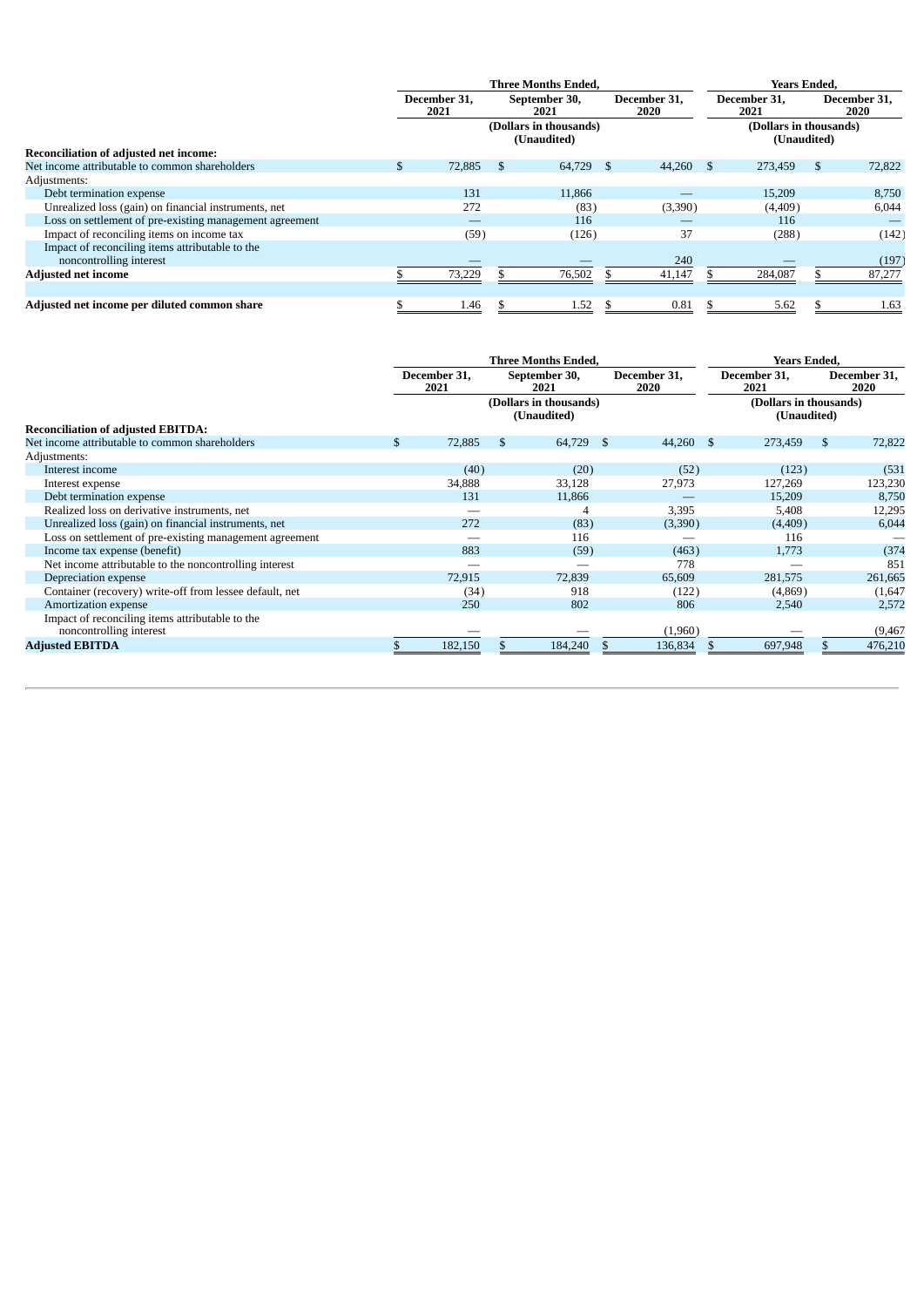| | Three Months Ended, | | | Years Ended, | |
|---|---|---|---|---|---|
| | December 31, 2021 | September 30, 2021 | December 31, 2020 | December 31, 2021 | December 31, 2020 |
| | (Dollars in thousands) (Unaudited) | | | (Dollars in thousands) (Unaudited) | |
| **Reconciliation of adjusted net income:** | | | | | |
| Net income attributable to common shareholders | $ 72,885 | $ 64,729 | $ 44,260 | $ 273,459 | $ 72,822 |
| Adjustments: | | | | | |
| Debt termination expense | 131 | 11,866 | — | 15,209 | 8,750 |
| Unrealized loss (gain) on financial instruments, net | 272 | (83) | (3,390) | (4,409) | 6,044 |
| Loss on settlement of pre-existing management agreement | — | 116 | — | 116 | — |
| Impact of reconciling items on income tax | (59) | (126) | 37 | (288) | (142) |
| Impact of reconciling items attributable to the noncontrolling interest | — | — | 240 | — | (197) |
| **Adjusted net income** | $ 73,229 | $ 76,502 | $ 41,147 | $ 284,087 | $ 87,277 |
| | | | | | |
| **Adjusted net income per diluted common share** | $ 1.46 | $ 1.52 | $ 0.81 | $ 5.62 | $ 1.63 |

| | Three Months Ended, | | | Years Ended, | |
|---|---|---|---|---|---|
| | December 31, 2021 | September 30, 2021 | December 31, 2020 | December 31, 2021 | December 31, 2020 |
| | (Dollars in thousands) (Unaudited) | | | (Dollars in thousands) (Unaudited) | |
| **Reconciliation of adjusted EBITDA:** | | | | | |
| Net income attributable to common shareholders | $ 72,885 | $ 64,729 | $ 44,260 | $ 273,459 | $ 72,822 |
| Adjustments: | | | | | |
| Interest income | (40) | (20) | (52) | (123) | (531) |
| Interest expense | 34,888 | 33,128 | 27,973 | 127,269 | 123,230 |
| Debt termination expense | 131 | 11,866 | — | 15,209 | 8,750 |
| Realized loss on derivative instruments, net | — | 4 | 3,395 | 5,408 | 12,295 |
| Unrealized loss (gain) on financial instruments, net | 272 | (83) | (3,390) | (4,409) | 6,044 |
| Loss on settlement of pre-existing management agreement | — | 116 | — | 116 | — |
| Income tax expense (benefit) | 883 | (59) | (463) | 1,773 | (374) |
| Net income attributable to the noncontrolling interest | — | — | 778 | — | 851 |
| Depreciation expense | 72,915 | 72,839 | 65,609 | 281,575 | 261,665 |
| Container (recovery) write-off from lessee default, net | (34) | 918 | (122) | (4,869) | (1,647) |
| Amortization expense | 250 | 802 | 806 | 2,540 | 2,572 |
| Impact of reconciling items attributable to the noncontrolling interest | — | — | (1,960) | — | (9,467) |
| **Adjusted EBITDA** | $ 182,150 | $ 184,240 | $ 136,834 | $ 697,948 | $ 476,210 |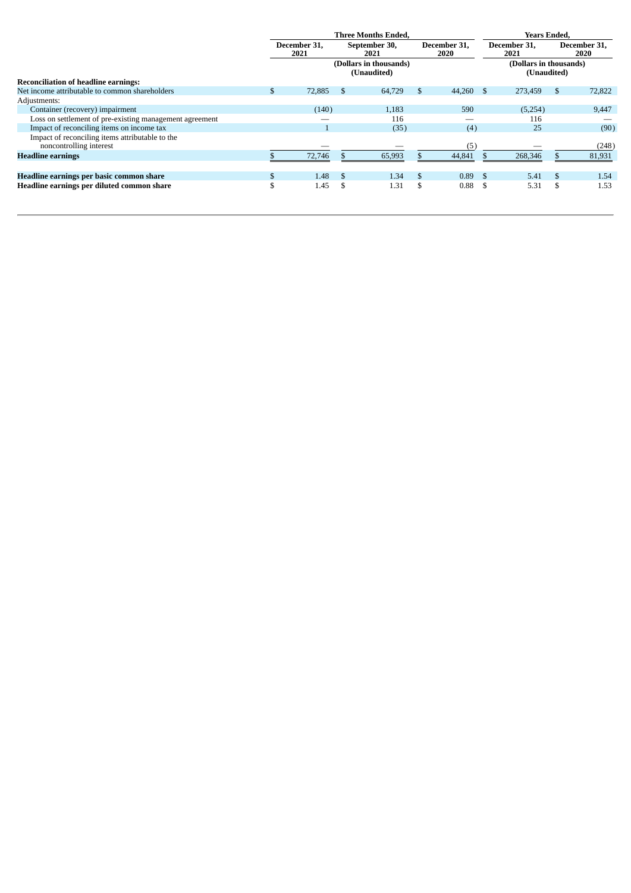| | Three Months Ended, | | | Years Ended, | |
|---|---|---|---|---|---|
| | December 31, 2021 | September 30, 2021 | December 31, 2020 | December 31, 2021 | December 31, 2020 |
| | (Dollars in thousands) (Unaudited) | | | (Dollars in thousands) (Unaudited) | |
| **Reconciliation of headline earnings:** | | | | | |
| Net income attributable to common shareholders | $ 72,885 | $ 64,729 | $ 44,260 | $ 273,459 | $ 72,822 |
| Adjustments: | | | | | |
| Container (recovery) impairment | (140) | 1,183 | 590 | (5,254) | 9,447 |
| Loss on settlement of pre-existing management agreement | — | 116 | — | 116 | — |
| Impact of reconciling items on income tax | 1 | (35) | (4) | 25 | (90) |
| Impact of reconciling items attributable to the noncontrolling interest | — | — | (5) | — | (248) |
| **Headline earnings** | $ 72,746 | $ 65,993 | $ 44,841 | $ 268,346 | $ 81,931 |
| | | | | | |
| **Headline earnings per basic common share** | $ 1.48 | $ 1.34 | $ 0.89 | $ 5.41 | $ 1.54 |
| **Headline earnings per diluted common share** | $ 1.45 | $ 1.31 | $ 0.88 | $ 5.31 | $ 1.53 |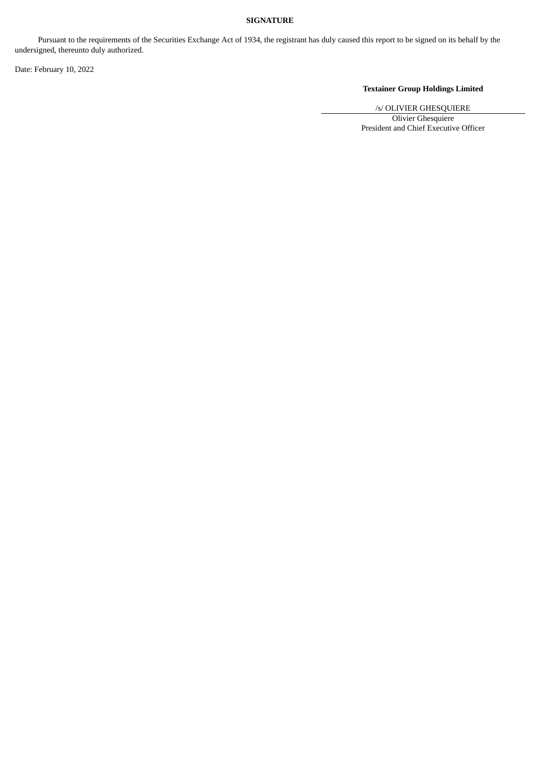**SIGNATURE**

Pursuant to the requirements of the Securities Exchange Act of 1934, the registrant has duly caused this report to be signed on its behalf by the undersigned, thereunto duly authorized.

Date: February 10, 2022

**Textainer Group Holdings Limited**

/s/ OLIVIER GHESQUIERE

Olivier Ghesquiere

President and Chief Executive Officer